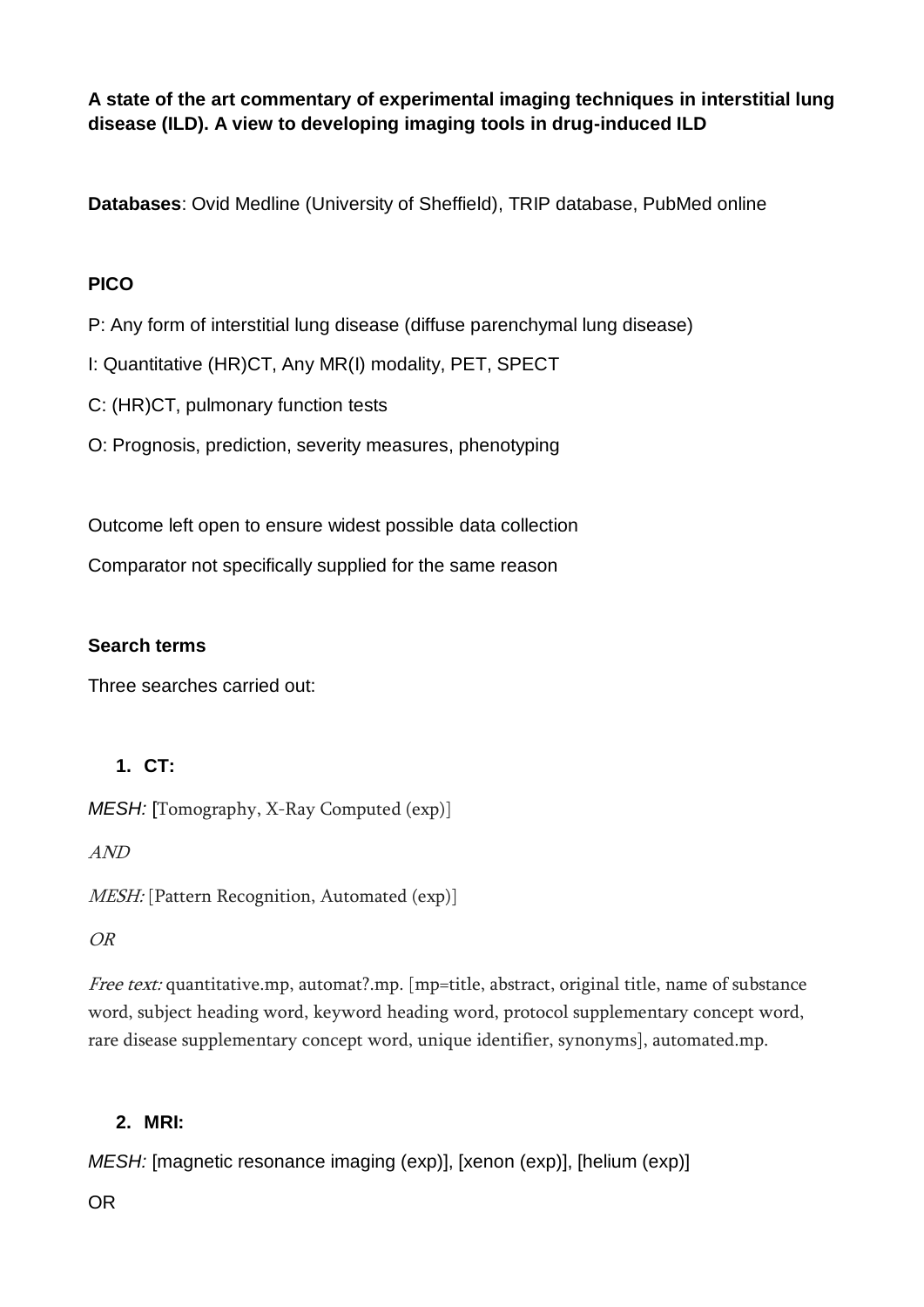**A state of the art commentary of experimental imaging techniques in interstitial lung disease (ILD). A view to developing imaging tools in drug-induced ILD**

**Databases**: Ovid Medline (University of Sheffield), TRIP database, PubMed online

**PICO**

P: Any form of interstitial lung disease (diffuse parenchymal lung disease)

I: Quantitative (HR)CT, Any MR(I) modality, PET, SPECT

C: (HR)CT, pulmonary function tests

O: Prognosis, prediction, severity measures, phenotyping

Outcome left open to ensure widest possible data collection

Comparator not specifically supplied for the same reason

**Search terms**

Three searches carried out:

1. **CT:**

*MESH:* [Tomography, X-Ray Computed (exp)]

*AND*

*MESH:* [Pattern Recognition, Automated (exp)]

*OR*

*Free text:* quantitative.mp, automat?.mp. [mp=title, abstract, original title, name of substance word, subject heading word, keyword heading word, protocol supplementary concept word, rare disease supplementary concept word, unique identifier, synonyms], automated.mp.

2. **MRI:**

*MESH:* [magnetic resonance imaging (exp)], [xenon (exp)], [helium (exp)]

OR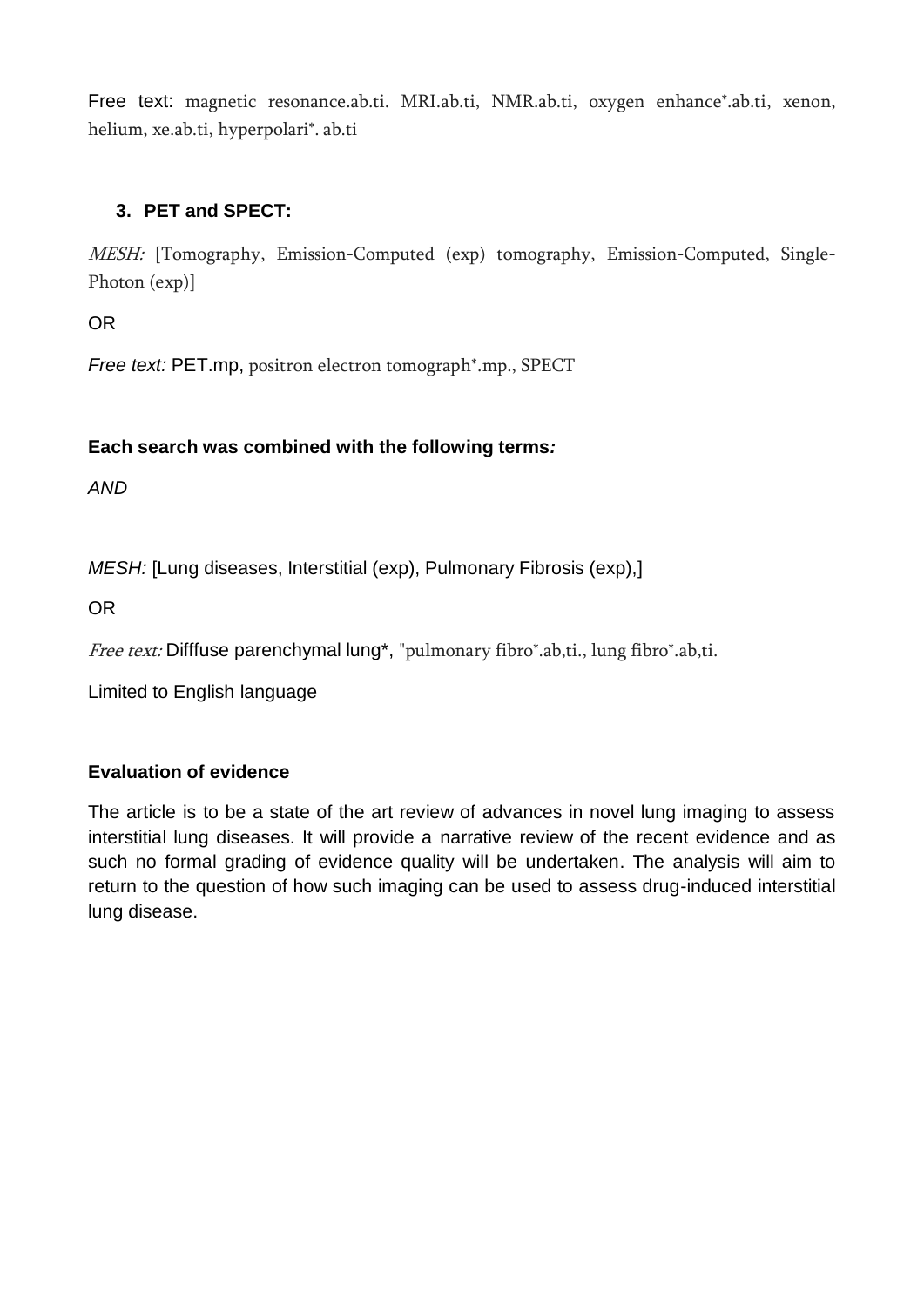Free text: magnetic resonance.ab.ti. MRI.ab.ti, NMR.ab.ti, oxygen enhance*.ab.ti, xenon, helium, xe.ab.ti, hyperpolari*. ab.ti

### 3. PET and SPECT:

*MESH:* [Tomography, Emission-Computed (exp) tomography, Emission-Computed, Single-Photon (exp)]

OR

*Free text:* PET.mp, positron electron tomograph*.mp., SPECT

**Each search was combined with the following terms*:***

*AND*

*MESH:* [Lung diseases, Interstitial (exp), Pulmonary Fibrosis (exp),]

OR

*Free text:* Difffuse parenchymal lung*, "pulmonary fibro*.ab,ti., lung fibro*.ab,ti.

Limited to English language

**Evaluation of evidence**

The article is to be a state of the art review of advances in novel lung imaging to assess interstitial lung diseases. It will provide a narrative review of the recent evidence and as such no formal grading of evidence quality will be undertaken. The analysis will aim to return to the question of how such imaging can be used to assess drug-induced interstitial lung disease.